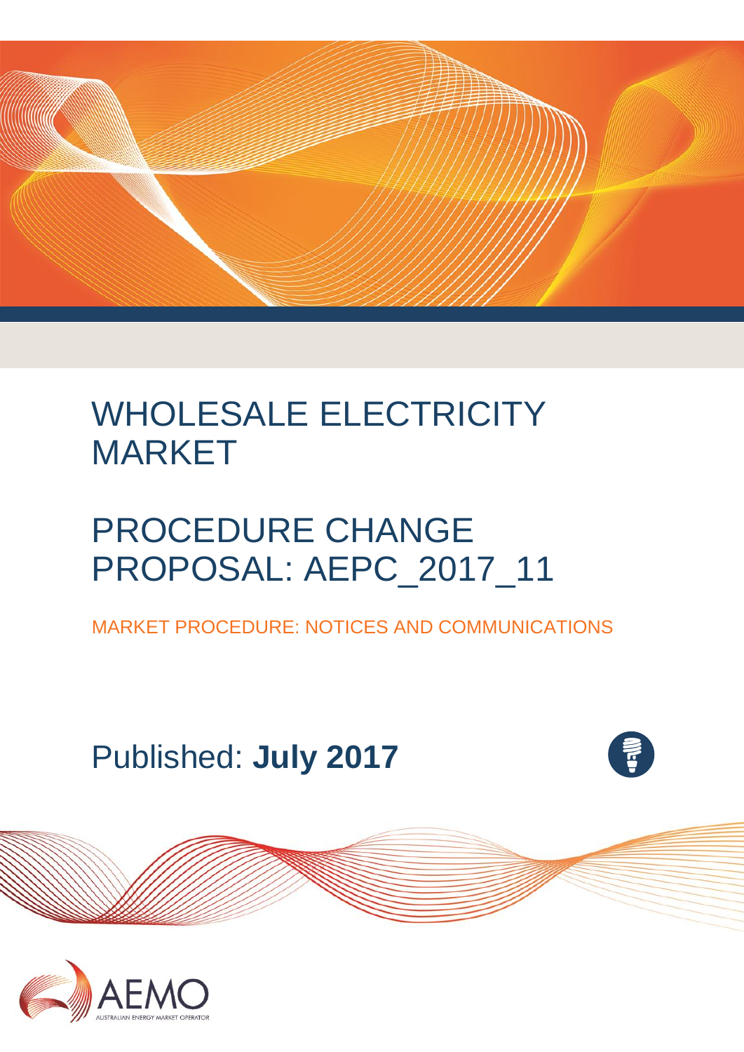# WHOLESALE ELECTRICITY MARKET

# PROCEDURE CHANGE PROPOSAL: AEPC_2017_11

MARKET PROCEDURE: NOTICES AND COMMUNICATIONS

Published: **July 2017**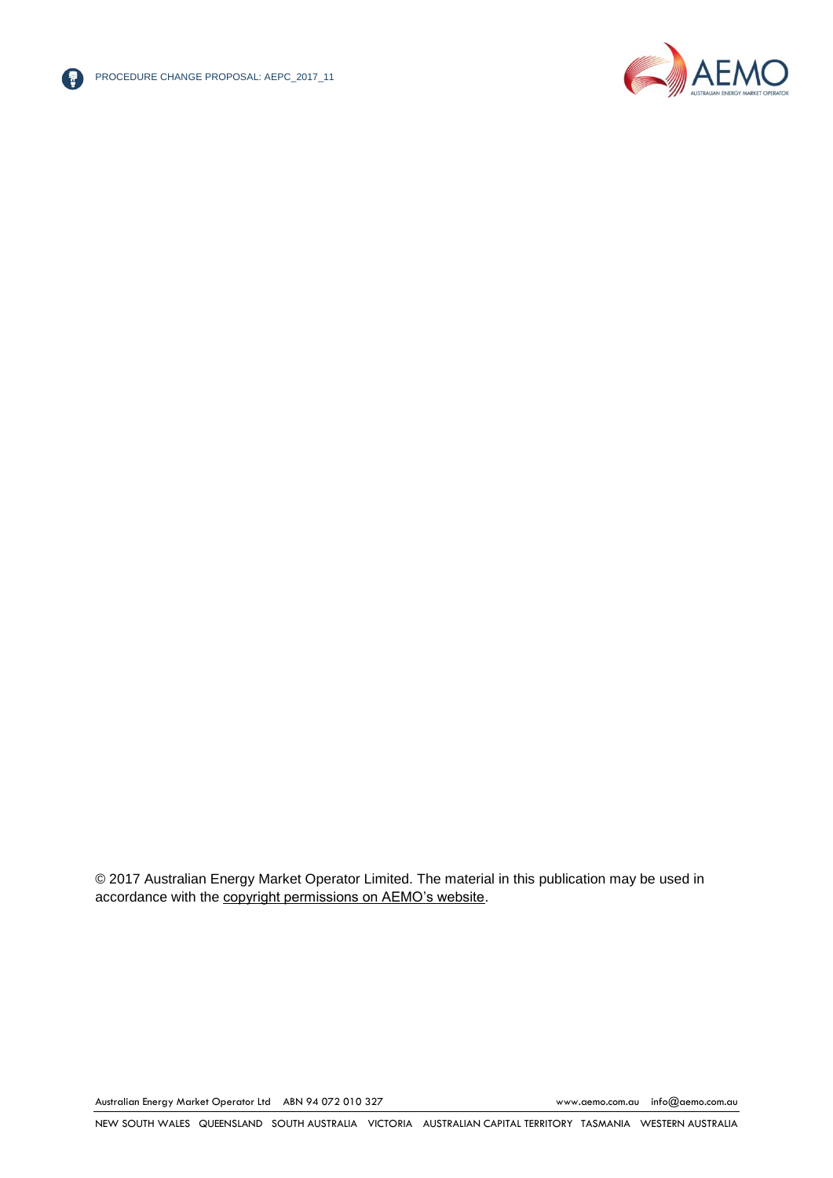© 2017 Australian Energy Market Operator Limited. The material in this publication may be used in accordance with the copyright permissions on AEMO's website.

Australian Energy Market Operator Ltd ABN 94 072 010 327 www.aemo.com.au info@aemo.com.au

NEW SOUTH WALES QUEENSLAND SOUTH AUSTRALIA VICTORIA AUSTRALIAN CAPITAL TERRITORY TASMANIA WESTERN AUSTRALIA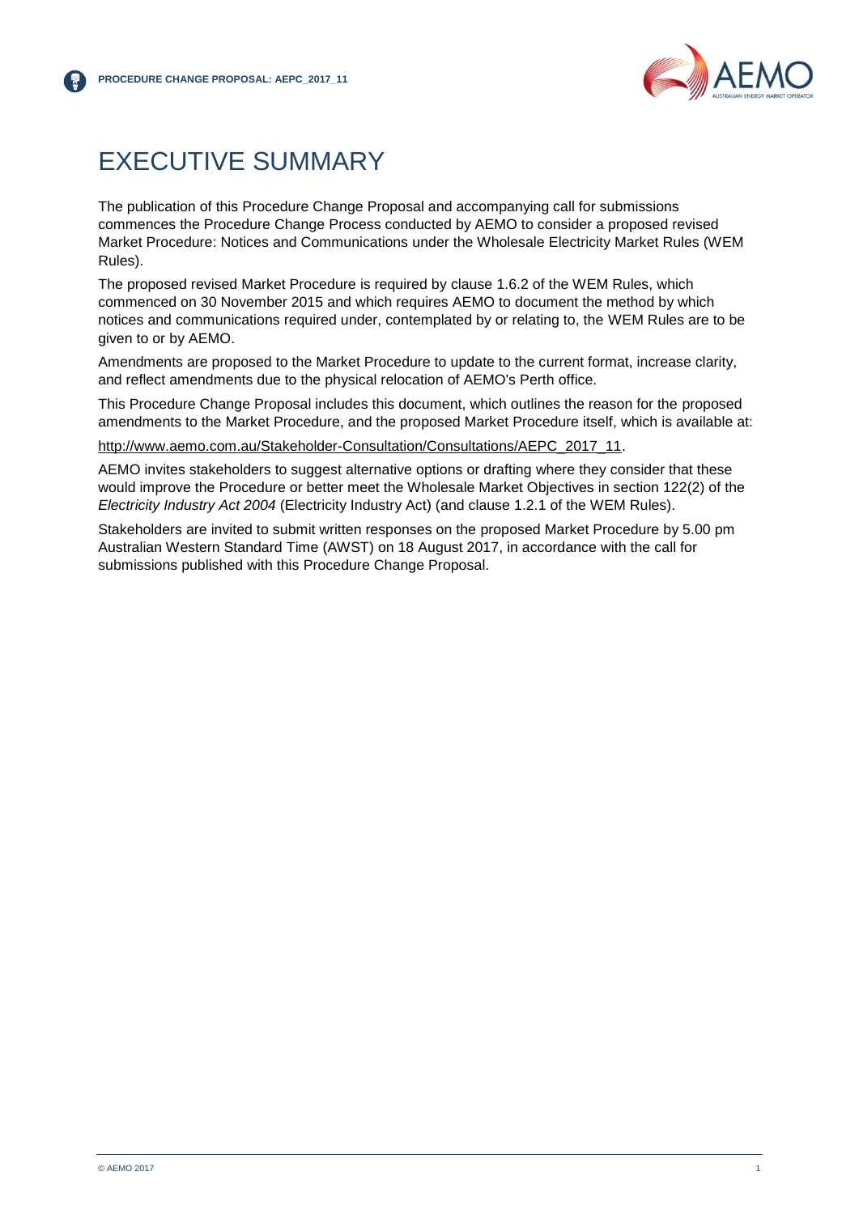# EXECUTIVE SUMMARY

The publication of this Procedure Change Proposal and accompanying call for submissions commences the Procedure Change Process conducted by AEMO to consider a proposed revised Market Procedure: Notices and Communications under the Wholesale Electricity Market Rules (WEM Rules).

The proposed revised Market Procedure is required by clause 1.6.2 of the WEM Rules, which commenced on 30 November 2015 and which requires AEMO to document the method by which notices and communications required under, contemplated by or relating to, the WEM Rules are to be given to or by AEMO.

Amendments are proposed to the Market Procedure to update to the current format, increase clarity, and reflect amendments due to the physical relocation of AEMO's Perth office.

This Procedure Change Proposal includes this document, which outlines the reason for the proposed amendments to the Market Procedure, and the proposed Market Procedure itself, which is available at:

http://www.aemo.com.au/Stakeholder-Consultation/Consultations/AEPC_2017_11.

AEMO invites stakeholders to suggest alternative options or drafting where they consider that these would improve the Procedure or better meet the Wholesale Market Objectives in section 122(2) of the *Electricity Industry Act 2004* (Electricity Industry Act) (and clause 1.2.1 of the WEM Rules).

Stakeholders are invited to submit written responses on the proposed Market Procedure by 5.00 pm Australian Western Standard Time (AWST) on 18 August 2017, in accordance with the call for submissions published with this Procedure Change Proposal.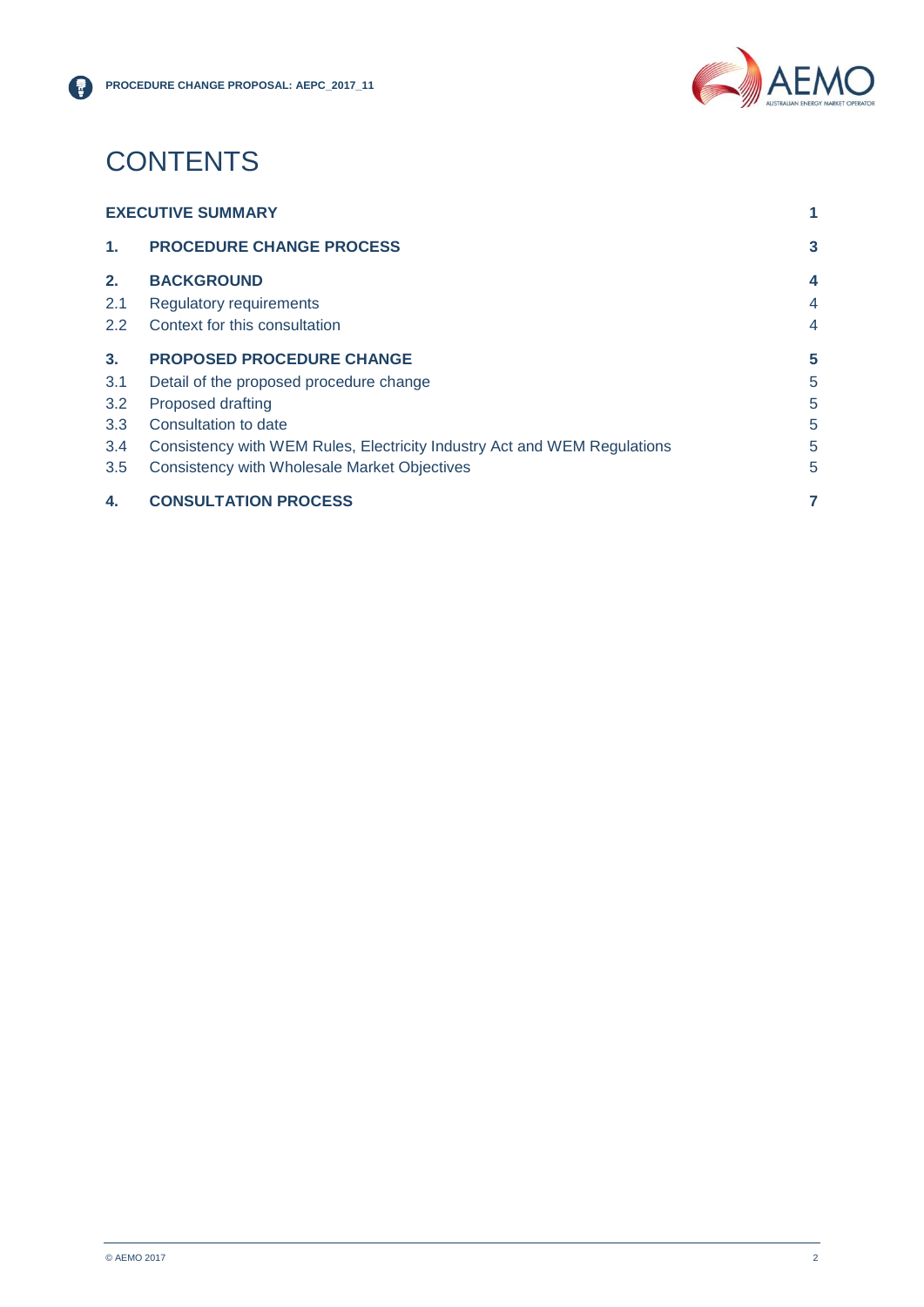# CONTENTS

| | | |
|---|---|---|
| **EXECUTIVE SUMMARY** | | **1** |
| **1.** | **PROCEDURE CHANGE PROCESS** | **3** |
| **2.** | **BACKGROUND** | **4** |
| 2.1 | Regulatory requirements | 4 |
| 2.2 | Context for this consultation | 4 |
| **3.** | **PROPOSED PROCEDURE CHANGE** | **5** |
| 3.1 | Detail of the proposed procedure change | 5 |
| 3.2 | Proposed drafting | 5 |
| 3.3 | Consultation to date | 5 |
| 3.4 | Consistency with WEM Rules, Electricity Industry Act and WEM Regulations | 5 |
| 3.5 | Consistency with Wholesale Market Objectives | 5 |
| **4.** | **CONSULTATION PROCESS** | **7** |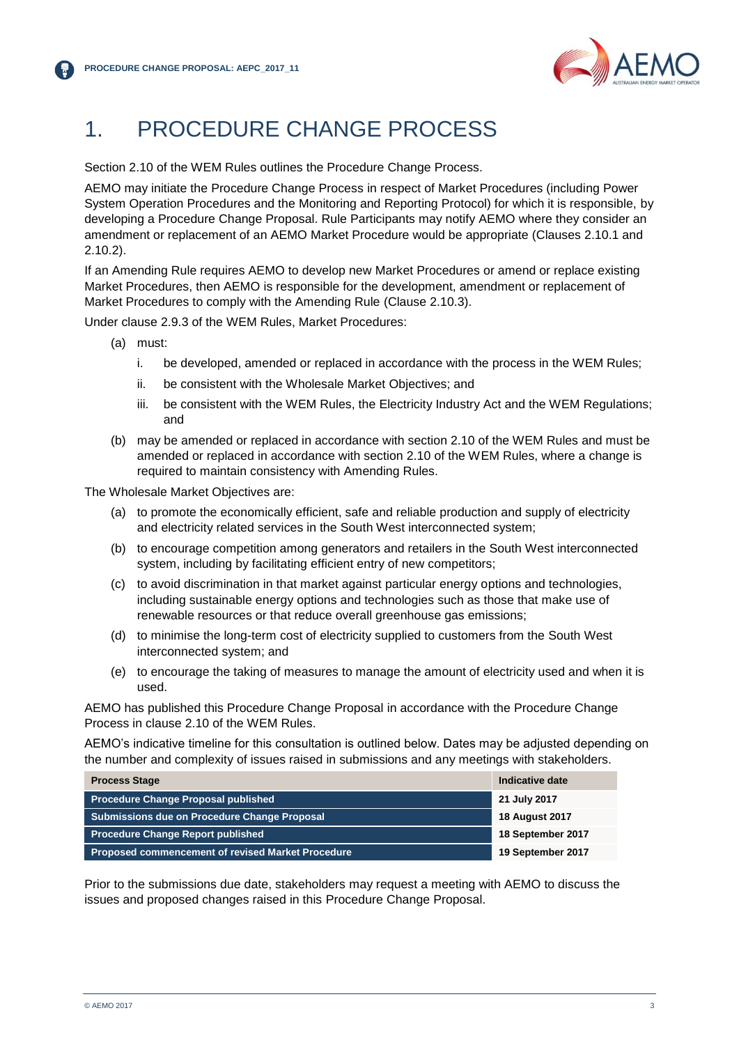# 1. PROCEDURE CHANGE PROCESS

Section 2.10 of the WEM Rules outlines the Procedure Change Process.

AEMO may initiate the Procedure Change Process in respect of Market Procedures (including Power System Operation Procedures and the Monitoring and Reporting Protocol) for which it is responsible, by developing a Procedure Change Proposal. Rule Participants may notify AEMO where they consider an amendment or replacement of an AEMO Market Procedure would be appropriate (Clauses 2.10.1 and 2.10.2).

If an Amending Rule requires AEMO to develop new Market Procedures or amend or replace existing Market Procedures, then AEMO is responsible for the development, amendment or replacement of Market Procedures to comply with the Amending Rule (Clause 2.10.3).

Under clause 2.9.3 of the WEM Rules, Market Procedures:

(a) must:
   i. be developed, amended or replaced in accordance with the process in the WEM Rules;
   ii. be consistent with the Wholesale Market Objectives; and
   iii. be consistent with the WEM Rules, the Electricity Industry Act and the WEM Regulations; and

(b) may be amended or replaced in accordance with section 2.10 of the WEM Rules and must be amended or replaced in accordance with section 2.10 of the WEM Rules, where a change is required to maintain consistency with Amending Rules.

The Wholesale Market Objectives are:

(a) to promote the economically efficient, safe and reliable production and supply of electricity and electricity related services in the South West interconnected system;
(b) to encourage competition among generators and retailers in the South West interconnected system, including by facilitating efficient entry of new competitors;
(c) to avoid discrimination in that market against particular energy options and technologies, including sustainable energy options and technologies such as those that make use of renewable resources or that reduce overall greenhouse gas emissions;
(d) to minimise the long-term cost of electricity supplied to customers from the South West interconnected system; and
(e) to encourage the taking of measures to manage the amount of electricity used and when it is used.

AEMO has published this Procedure Change Proposal in accordance with the Procedure Change Process in clause 2.10 of the WEM Rules.

AEMO's indicative timeline for this consultation is outlined below. Dates may be adjusted depending on the number and complexity of issues raised in submissions and any meetings with stakeholders.

| Process Stage | Indicative date |
|---|---|
| Procedure Change Proposal published | 21 July 2017 |
| Submissions due on Procedure Change Proposal | 18 August 2017 |
| Procedure Change Report published | 18 September 2017 |
| Proposed commencement of revised Market Procedure | 19 September 2017 |

Prior to the submissions due date, stakeholders may request a meeting with AEMO to discuss the issues and proposed changes raised in this Procedure Change Proposal.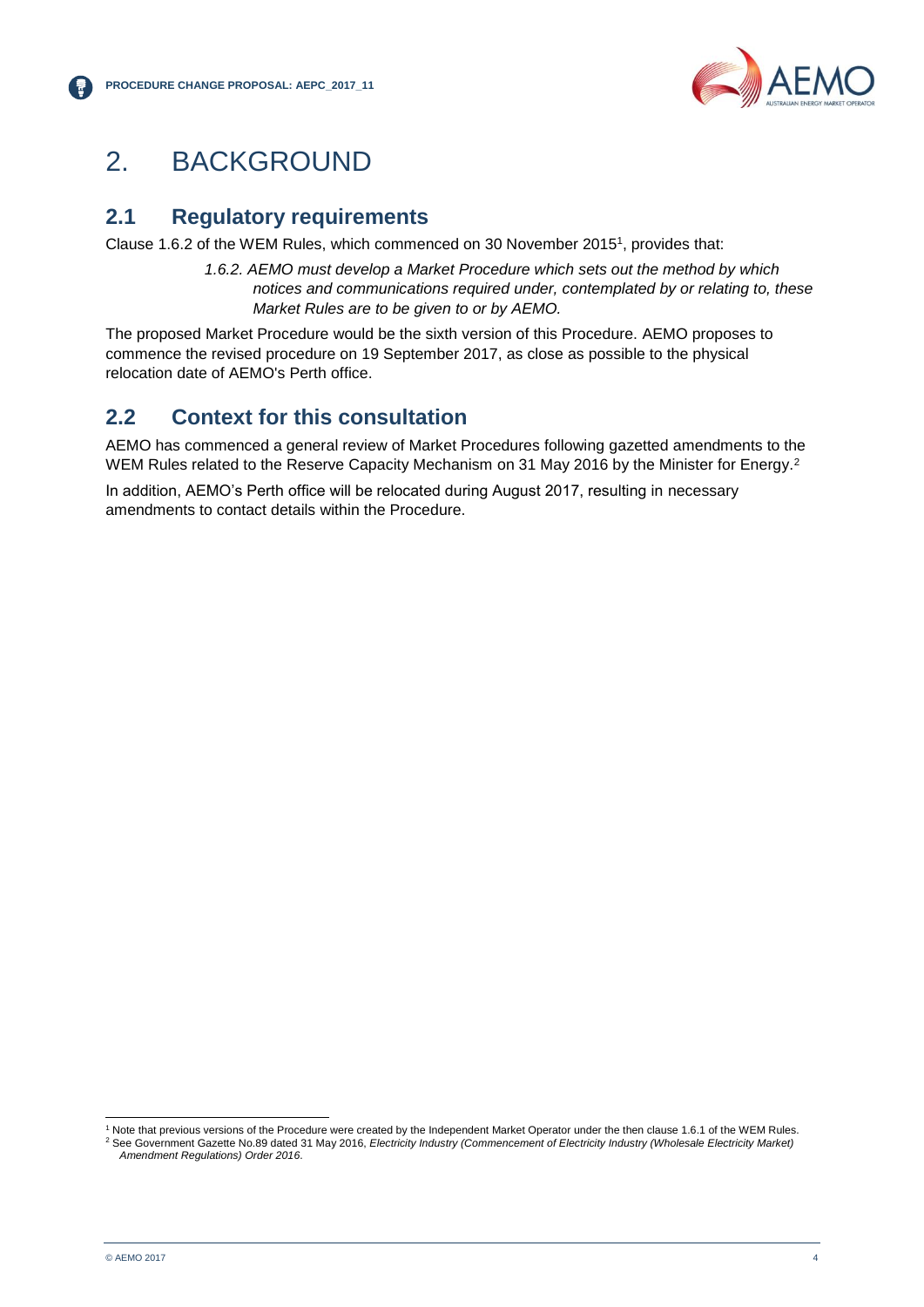# 2. BACKGROUND

## 2.1 Regulatory requirements

Clause 1.6.2 of the WEM Rules, which commenced on 30 November 2015[1], provides that:

> *1.6.2. AEMO must develop a Market Procedure which sets out the method by which notices and communications required under, contemplated by or relating to, these Market Rules are to be given to or by AEMO.*

The proposed Market Procedure would be the sixth version of this Procedure. AEMO proposes to commence the revised procedure on 19 September 2017, as close as possible to the physical relocation date of AEMO's Perth office.

## 2.2 Context for this consultation

AEMO has commenced a general review of Market Procedures following gazetted amendments to the WEM Rules related to the Reserve Capacity Mechanism on 31 May 2016 by the Minister for Energy.[2]

In addition, AEMO's Perth office will be relocated during August 2017, resulting in necessary amendments to contact details within the Procedure.

---

[1] Note that previous versions of the Procedure were created by the Independent Market Operator under the then clause 1.6.1 of the WEM Rules.

[2] See Government Gazette No.89 dated 31 May 2016, *Electricity Industry (Commencement of Electricity Industry (Wholesale Electricity Market) Amendment Regulations) Order 2016*.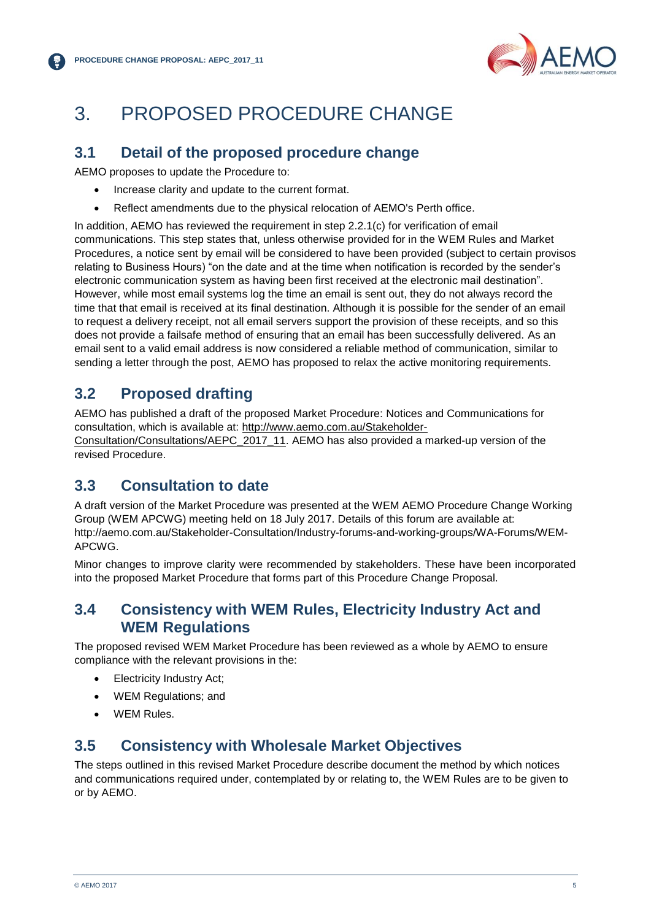# 3. PROPOSED PROCEDURE CHANGE

## 3.1 Detail of the proposed procedure change

AEMO proposes to update the Procedure to:

- Increase clarity and update to the current format.
- Reflect amendments due to the physical relocation of AEMO's Perth office.

In addition, AEMO has reviewed the requirement in step 2.2.1(c) for verification of email communications. This step states that, unless otherwise provided for in the WEM Rules and Market Procedures, a notice sent by email will be considered to have been provided (subject to certain provisos relating to Business Hours) "on the date and at the time when notification is recorded by the sender's electronic communication system as having been first received at the electronic mail destination". However, while most email systems log the time an email is sent out, they do not always record the time that that email is received at its final destination. Although it is possible for the sender of an email to request a delivery receipt, not all email servers support the provision of these receipts, and so this does not provide a failsafe method of ensuring that an email has been successfully delivered. As an email sent to a valid email address is now considered a reliable method of communication, similar to sending a letter through the post, AEMO has proposed to relax the active monitoring requirements.

## 3.2 Proposed drafting

AEMO has published a draft of the proposed Market Procedure: Notices and Communications for consultation, which is available at: http://www.aemo.com.au/Stakeholder-Consultation/Consultations/AEPC_2017_11. AEMO has also provided a marked-up version of the revised Procedure.

## 3.3 Consultation to date

A draft version of the Market Procedure was presented at the WEM AEMO Procedure Change Working Group (WEM APCWG) meeting held on 18 July 2017. Details of this forum are available at: http://aemo.com.au/Stakeholder-Consultation/Industry-forums-and-working-groups/WA-Forums/WEM-APCWG.

Minor changes to improve clarity were recommended by stakeholders. These have been incorporated into the proposed Market Procedure that forms part of this Procedure Change Proposal.

## 3.4 Consistency with WEM Rules, Electricity Industry Act and WEM Regulations

The proposed revised WEM Market Procedure has been reviewed as a whole by AEMO to ensure compliance with the relevant provisions in the:

- Electricity Industry Act;
- WEM Regulations; and
- WEM Rules.

## 3.5 Consistency with Wholesale Market Objectives

The steps outlined in this revised Market Procedure describe document the method by which notices and communications required under, contemplated by or relating to, the WEM Rules are to be given to or by AEMO.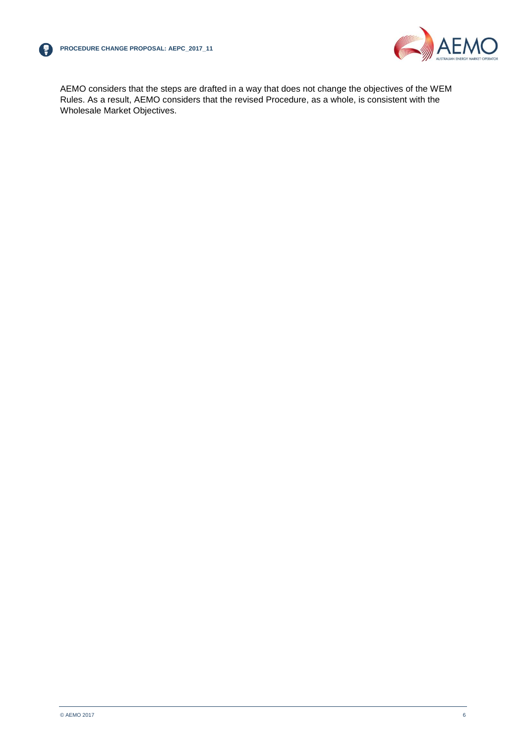AEMO considers that the steps are drafted in a way that does not change the objectives of the WEM Rules. As a result, AEMO considers that the revised Procedure, as a whole, is consistent with the Wholesale Market Objectives.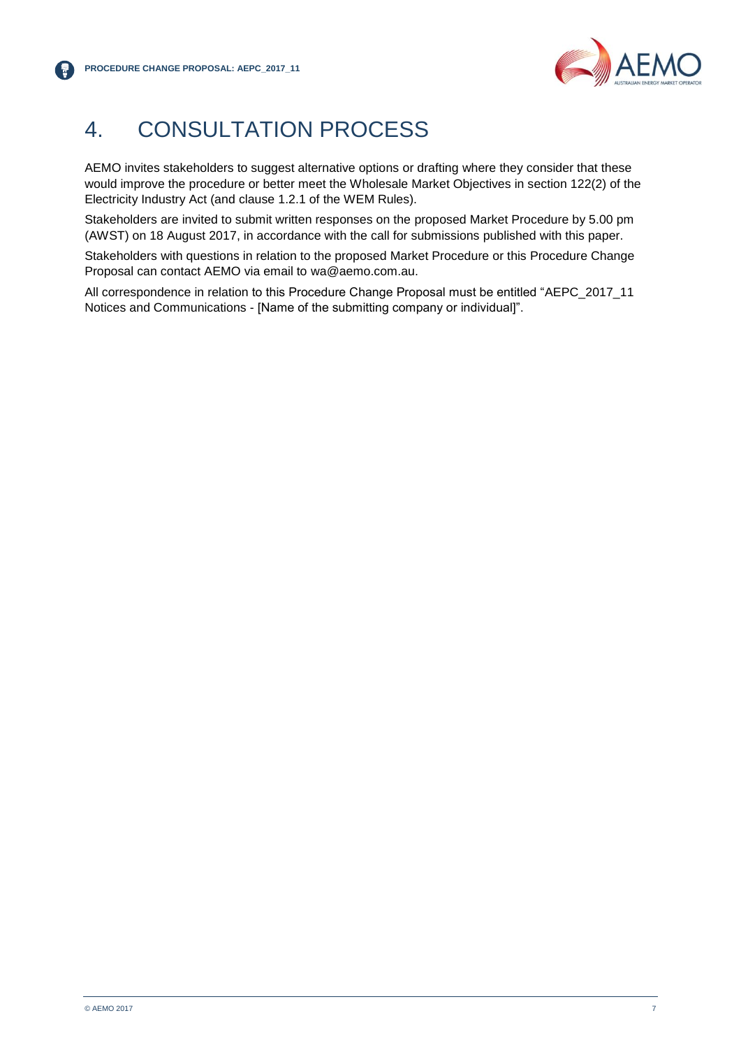# 4. CONSULTATION PROCESS

AEMO invites stakeholders to suggest alternative options or drafting where they consider that these would improve the procedure or better meet the Wholesale Market Objectives in section 122(2) of the Electricity Industry Act (and clause 1.2.1 of the WEM Rules).

Stakeholders are invited to submit written responses on the proposed Market Procedure by 5.00 pm (AWST) on 18 August 2017, in accordance with the call for submissions published with this paper.

Stakeholders with questions in relation to the proposed Market Procedure or this Procedure Change Proposal can contact AEMO via email to wa@aemo.com.au.

All correspondence in relation to this Procedure Change Proposal must be entitled "AEPC_2017_11 Notices and Communications - [Name of the submitting company or individual]".